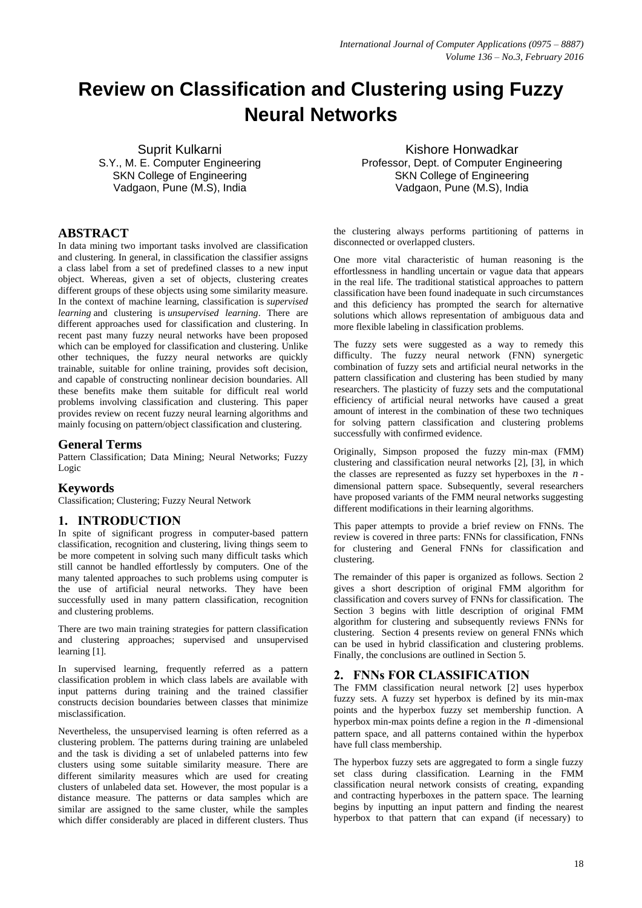# Review on Classification and Clustering using Fuzzy Neural Networks

Suprit Kulkarni
S.Y., M. E. Computer Engineering
SKN College of Engineering
Vadgaon, Pune (M.S), India

Kishore Honwadkar
Professor, Dept. of Computer Engineering
SKN College of Engineering
Vadgaon, Pune (M.S), India

## ABSTRACT

In data mining two important tasks involved are classification and clustering. In general, in classification the classifier assigns a class label from a set of predefined classes to a new input object. Whereas, given a set of objects, clustering creates different groups of these objects using some similarity measure. In the context of machine learning, classification is *supervised learning* and clustering is *unsupervised learning*. There are different approaches used for classification and clustering. In recent past many fuzzy neural networks have been proposed which can be employed for classification and clustering. Unlike other techniques, the fuzzy neural networks are quickly trainable, suitable for online training, provides soft decision, and capable of constructing nonlinear decision boundaries. All these benefits make them suitable for difficult real world problems involving classification and clustering. This paper provides review on recent fuzzy neural learning algorithms and mainly focusing on pattern/object classification and clustering.

### General Terms

Pattern Classification; Data Mining; Neural Networks; Fuzzy Logic

### Keywords

Classification; Clustering; Fuzzy Neural Network

## 1. INTRODUCTION

In spite of significant progress in computer-based pattern classification, recognition and clustering, living things seem to be more competent in solving such many difficult tasks which still cannot be handled effortlessly by computers. One of the many talented approaches to such problems using computer is the use of artificial neural networks. They have been successfully used in many pattern classification, recognition and clustering problems.

There are two main training strategies for pattern classification and clustering approaches; supervised and unsupervised learning [1].

In supervised learning, frequently referred as a pattern classification problem in which class labels are available with input patterns during training and the trained classifier constructs decision boundaries between classes that minimize misclassification.

Nevertheless, the unsupervised learning is often referred as a clustering problem. The patterns during training are unlabeled and the task is dividing a set of unlabeled patterns into few clusters using some suitable similarity measure. There are different similarity measures which are used for creating clusters of unlabeled data set. However, the most popular is a distance measure. The patterns or data samples which are similar are assigned to the same cluster, while the samples which differ considerably are placed in different clusters. Thus the clustering always performs partitioning of patterns in disconnected or overlapped clusters.

One more vital characteristic of human reasoning is the effortlessness in handling uncertain or vague data that appears in the real life. The traditional statistical approaches to pattern classification have been found inadequate in such circumstances and this deficiency has prompted the search for alternative solutions which allows representation of ambiguous data and more flexible labeling in classification problems.

The fuzzy sets were suggested as a way to remedy this difficulty. The fuzzy neural network (FNN) synergetic combination of fuzzy sets and artificial neural networks in the pattern classification and clustering has been studied by many researchers. The plasticity of fuzzy sets and the computational efficiency of artificial neural networks have caused a great amount of interest in the combination of these two techniques for solving pattern classification and clustering problems successfully with confirmed evidence.

Originally, Simpson proposed the fuzzy min-max (FMM) clustering and classification neural networks [2], [3], in which the classes are represented as fuzzy set hyperboxes in the $n$-dimensional pattern space. Subsequently, several researchers have proposed variants of the FMM neural networks suggesting different modifications in their learning algorithms.

This paper attempts to provide a brief review on FNNs. The review is covered in three parts: FNNs for classification, FNNs for clustering and General FNNs for classification and clustering.

The remainder of this paper is organized as follows. Section 2 gives a short description of original FMM algorithm for classification and covers survey of FNNs for classification. The Section 3 begins with little description of original FMM algorithm for clustering and subsequently reviews FNNs for clustering. Section 4 presents review on general FNNs which can be used in hybrid classification and clustering problems. Finally, the conclusions are outlined in Section 5.

## 2. FNNs FOR CLASSIFICATION

The FMM classification neural network [2] uses hyperbox fuzzy sets. A fuzzy set hyperbox is defined by its min-max points and the hyperbox fuzzy set membership function. A hyperbox min-max points define a region in the $n$-dimensional pattern space, and all patterns contained within the hyperbox have full class membership.

The hyperbox fuzzy sets are aggregated to form a single fuzzy set class during classification. Learning in the FMM classification neural network consists of creating, expanding and contracting hyperboxes in the pattern space. The learning begins by inputting an input pattern and finding the nearest hyperbox to that pattern that can expand (if necessary) to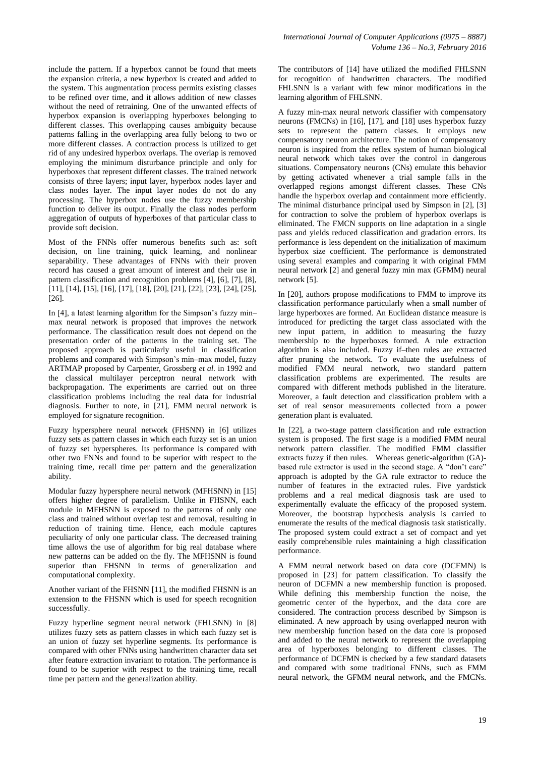include the pattern. If a hyperbox cannot be found that meets the expansion criteria, a new hyperbox is created and added to the system. This augmentation process permits existing classes to be refined over time, and it allows addition of new classes without the need of retraining. One of the unwanted effects of hyperbox expansion is overlapping hyperboxes belonging to different classes. This overlapping causes ambiguity because patterns falling in the overlapping area fully belong to two or more different classes. A contraction process is utilized to get rid of any undesired hyperbox overlaps. The overlap is removed employing the minimum disturbance principle and only for hyperboxes that represent different classes. The trained network consists of three layers; input layer, hyperbox nodes layer and class nodes layer. The input layer nodes do not do any processing. The hyperbox nodes use the fuzzy membership function to deliver its output. Finally the class nodes perform aggregation of outputs of hyperboxes of that particular class to provide soft decision.

Most of the FNNs offer numerous benefits such as: soft decision, on line training, quick learning, and nonlinear separability. These advantages of FNNs with their proven record has caused a great amount of interest and their use in pattern classification and recognition problems [4], [6], [7], [8], [11], [14], [15], [16], [17], [18], [20], [21], [22], [23], [24], [25], [26].

In [4], a latest learning algorithm for the Simpson's fuzzy min–max neural network is proposed that improves the network performance. The classification result does not depend on the presentation order of the patterns in the training set. The proposed approach is particularly useful in classification problems and compared with Simpson's min–max model, fuzzy ARTMAP proposed by Carpenter, Grossberg *et al.* in 1992 and the classical multilayer perceptron neural network with backpropagation. The experiments are carried out on three classification problems including the real data for industrial diagnosis. Further to note, in [21], FMM neural network is employed for signature recognition.

Fuzzy hypersphere neural network (FHSNN) in [6] utilizes fuzzy sets as pattern classes in which each fuzzy set is an union of fuzzy set hyperspheres. Its performance is compared with other two FNNs and found to be superior with respect to the training time, recall time per pattern and the generalization ability.

Modular fuzzy hypersphere neural network (MFHSNN) in [15] offers higher degree of parallelism. Unlike in FHSNN, each module in MFHSNN is exposed to the patterns of only one class and trained without overlap test and removal, resulting in reduction of training time. Hence, each module captures peculiarity of only one particular class. The decreased training time allows the use of algorithm for big real database where new patterns can be added on the fly. The MFHSNN is found superior than FHSNN in terms of generalization and computational complexity.

Another variant of the FHSNN [11], the modified FHSNN is an extension to the FHSNN which is used for speech recognition successfully.

Fuzzy hyperline segment neural network (FHLSNN) in [8] utilizes fuzzy sets as pattern classes in which each fuzzy set is an union of fuzzy set hyperline segments. Its performance is compared with other FNNs using handwritten character data set after feature extraction invariant to rotation. The performance is found to be superior with respect to the training time, recall time per pattern and the generalization ability.

The contributors of [14] have utilized the modified FHLSNN for recognition of handwritten characters. The modified FHLSNN is a variant with few minor modifications in the learning algorithm of FHLSNN.

A fuzzy min-max neural network classifier with compensatory neurons (FMCNs) in [16], [17], and [18] uses hyperbox fuzzy sets to represent the pattern classes. It employs new compensatory neuron architecture. The notion of compensatory neuron is inspired from the reflex system of human biological neural network which takes over the control in dangerous situations. Compensatory neurons (CNs) emulate this behavior by getting activated whenever a trial sample falls in the overlapped regions amongst different classes. These CNs handle the hyperbox overlap and containment more efficiently. The minimal disturbance principal used by Simpson in [2], [3] for contraction to solve the problem of hyperbox overlaps is eliminated. The FMCN supports on line adaptation in a single pass and yields reduced classification and gradation errors. Its performance is less dependent on the initialization of maximum hyperbox size coefficient. The performance is demonstrated using several examples and comparing it with original FMM neural network [2] and general fuzzy min max (GFMM) neural network [5].

In [20], authors propose modifications to FMM to improve its classification performance particularly when a small number of large hyperboxes are formed. An Euclidean distance measure is introduced for predicting the target class associated with the new input pattern, in addition to measuring the fuzzy membership to the hyperboxes formed. A rule extraction algorithm is also included. Fuzzy if–then rules are extracted after pruning the network. To evaluate the usefulness of modified FMM neural network, two standard pattern classification problems are experimented. The results are compared with different methods published in the literature. Moreover, a fault detection and classification problem with a set of real sensor measurements collected from a power generation plant is evaluated.

In [22], a two-stage pattern classification and rule extraction system is proposed. The first stage is a modified FMM neural network pattern classifier. The modified FMM classifier extracts fuzzy if then rules. Whereas genetic-algorithm (GA)-based rule extractor is used in the second stage. A "don't care" approach is adopted by the GA rule extractor to reduce the number of features in the extracted rules. Five yardstick problems and a real medical diagnosis task are used to experimentally evaluate the efficacy of the proposed system. Moreover, the bootstrap hypothesis analysis is carried to enumerate the results of the medical diagnosis task statistically. The proposed system could extract a set of compact and yet easily comprehensible rules maintaining a high classification performance.

A FMM neural network based on data core (DCFMN) is proposed in [23] for pattern classification. To classify the neuron of DCFMN a new membership function is proposed. While defining this membership function the noise, the geometric center of the hyperbox, and the data core are considered. The contraction process described by Simpson is eliminated. A new approach by using overlapped neuron with new membership function based on the data core is proposed and added to the neural network to represent the overlapping area of hyperboxes belonging to different classes. The performance of DCFMN is checked by a few standard datasets and compared with some traditional FNNs, such as FMM neural network, the GFMM neural network, and the FMCNs.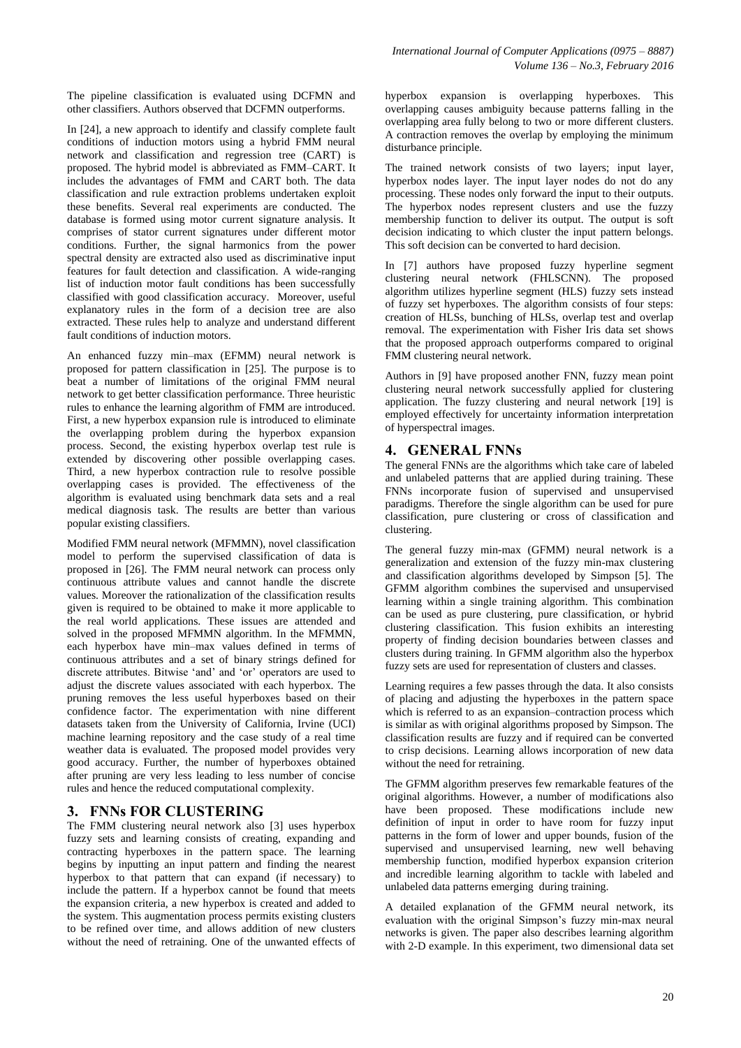The pipeline classification is evaluated using DCFMN and other classifiers. Authors observed that DCFMN outperforms.

In [24], a new approach to identify and classify complete fault conditions of induction motors using a hybrid FMM neural network and classification and regression tree (CART) is proposed. The hybrid model is abbreviated as FMM–CART. It includes the advantages of FMM and CART both. The data classification and rule extraction problems undertaken exploit these benefits. Several real experiments are conducted. The database is formed using motor current signature analysis. It comprises of stator current signatures under different motor conditions. Further, the signal harmonics from the power spectral density are extracted also used as discriminative input features for fault detection and classification. A wide-ranging list of induction motor fault conditions has been successfully classified with good classification accuracy. Moreover, useful explanatory rules in the form of a decision tree are also extracted. These rules help to analyze and understand different fault conditions of induction motors.

An enhanced fuzzy min–max (EFMM) neural network is proposed for pattern classification in [25]. The purpose is to beat a number of limitations of the original FMM neural network to get better classification performance. Three heuristic rules to enhance the learning algorithm of FMM are introduced. First, a new hyperbox expansion rule is introduced to eliminate the overlapping problem during the hyperbox expansion process. Second, the existing hyperbox overlap test rule is extended by discovering other possible overlapping cases. Third, a new hyperbox contraction rule to resolve possible overlapping cases is provided. The effectiveness of the algorithm is evaluated using benchmark data sets and a real medical diagnosis task. The results are better than various popular existing classifiers.

Modified FMM neural network (MFMMN), novel classification model to perform the supervised classification of data is proposed in [26]. The FMM neural network can process only continuous attribute values and cannot handle the discrete values. Moreover the rationalization of the classification results given is required to be obtained to make it more applicable to the real world applications. These issues are attended and solved in the proposed MFMMN algorithm. In the MFMMN, each hyperbox have min–max values defined in terms of continuous attributes and a set of binary strings defined for discrete attributes. Bitwise 'and' and 'or' operators are used to adjust the discrete values associated with each hyperbox. The pruning removes the less useful hyperboxes based on their confidence factor. The experimentation with nine different datasets taken from the University of California, Irvine (UCI) machine learning repository and the case study of a real time weather data is evaluated. The proposed model provides very good accuracy. Further, the number of hyperboxes obtained after pruning are very less leading to less number of concise rules and hence the reduced computational complexity.

## 3. FNNs FOR CLUSTERING

The FMM clustering neural network also [3] uses hyperbox fuzzy sets and learning consists of creating, expanding and contracting hyperboxes in the pattern space. The learning begins by inputting an input pattern and finding the nearest hyperbox to that pattern that can expand (if necessary) to include the pattern. If a hyperbox cannot be found that meets the expansion criteria, a new hyperbox is created and added to the system. This augmentation process permits existing clusters to be refined over time, and allows addition of new clusters without the need of retraining. One of the unwanted effects of hyperbox expansion is overlapping hyperboxes. This overlapping causes ambiguity because patterns falling in the overlapping area fully belong to two or more different clusters. A contraction removes the overlap by employing the minimum disturbance principle.

The trained network consists of two layers; input layer, hyperbox nodes layer. The input layer nodes do not do any processing. These nodes only forward the input to their outputs. The hyperbox nodes represent clusters and use the fuzzy membership function to deliver its output. The output is soft decision indicating to which cluster the input pattern belongs. This soft decision can be converted to hard decision.

In [7] authors have proposed fuzzy hyperline segment clustering neural network (FHLSCNN). The proposed algorithm utilizes hyperline segment (HLS) fuzzy sets instead of fuzzy set hyperboxes. The algorithm consists of four steps: creation of HLSs, bunching of HLSs, overlap test and overlap removal. The experimentation with Fisher Iris data set shows that the proposed approach outperforms compared to original FMM clustering neural network.

Authors in [9] have proposed another FNN, fuzzy mean point clustering neural network successfully applied for clustering application. The fuzzy clustering and neural network [19] is employed effectively for uncertainty information interpretation of hyperspectral images.

## 4. GENERAL FNNs

The general FNNs are the algorithms which take care of labeled and unlabeled patterns that are applied during training. These FNNs incorporate fusion of supervised and unsupervised paradigms. Therefore the single algorithm can be used for pure classification, pure clustering or cross of classification and clustering.

The general fuzzy min-max (GFMM) neural network is a generalization and extension of the fuzzy min-max clustering and classification algorithms developed by Simpson [5]. The GFMM algorithm combines the supervised and unsupervised learning within a single training algorithm. This combination can be used as pure clustering, pure classification, or hybrid clustering classification. This fusion exhibits an interesting property of finding decision boundaries between classes and clusters during training. In GFMM algorithm also the hyperbox fuzzy sets are used for representation of clusters and classes.

Learning requires a few passes through the data. It also consists of placing and adjusting the hyperboxes in the pattern space which is referred to as an expansion–contraction process which is similar as with original algorithms proposed by Simpson. The classification results are fuzzy and if required can be converted to crisp decisions. Learning allows incorporation of new data without the need for retraining.

The GFMM algorithm preserves few remarkable features of the original algorithms. However, a number of modifications also have been proposed. These modifications include new definition of input in order to have room for fuzzy input patterns in the form of lower and upper bounds, fusion of the supervised and unsupervised learning, new well behaving membership function, modified hyperbox expansion criterion and incredible learning algorithm to tackle with labeled and unlabeled data patterns emerging during training.

A detailed explanation of the GFMM neural network, its evaluation with the original Simpson's fuzzy min-max neural networks is given. The paper also describes learning algorithm with 2-D example. In this experiment, two dimensional data set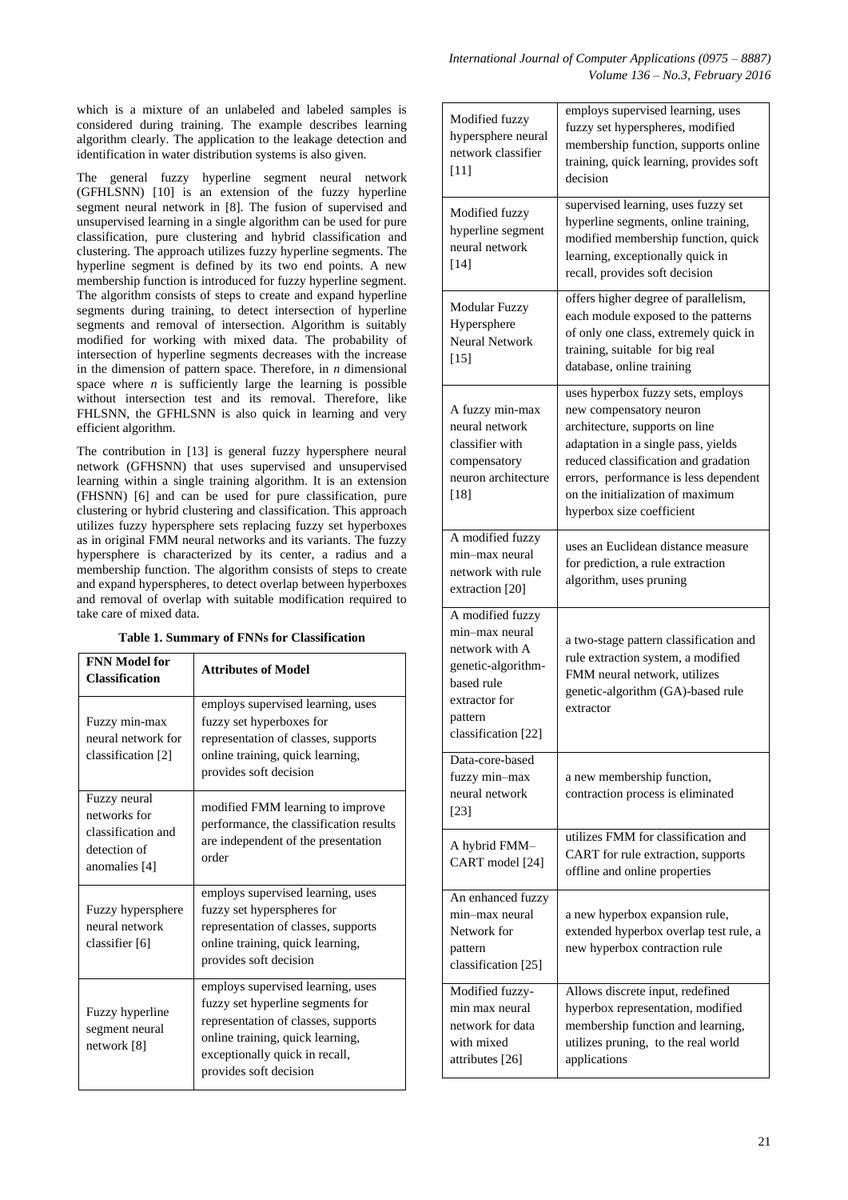which is a mixture of an unlabeled and labeled samples is considered during training. The example describes learning algorithm clearly. The application to the leakage detection and identification in water distribution systems is also given.

The general fuzzy hyperline segment neural network (GFHLSNN) [10] is an extension of the fuzzy hyperline segment neural network in [8]. The fusion of supervised and unsupervised learning in a single algorithm can be used for pure classification, pure clustering and hybrid classification and clustering. The approach utilizes fuzzy hyperline segments. The hyperline segment is defined by its two end points. A new membership function is introduced for fuzzy hyperline segment. The algorithm consists of steps to create and expand hyperline segments during training, to detect intersection of hyperline segments and removal of intersection. Algorithm is suitably modified for working with mixed data. The probability of intersection of hyperline segments decreases with the increase in the dimension of pattern space. Therefore, in *n* dimensional space where *n* is sufficiently large the learning is possible without intersection test and its removal. Therefore, like FHLSNN, the GFHLSNN is also quick in learning and very efficient algorithm.

The contribution in [13] is general fuzzy hypersphere neural network (GFHSNN) that uses supervised and unsupervised learning within a single training algorithm. It is an extension (FHSNN) [6] and can be used for pure classification, pure clustering or hybrid clustering and classification. This approach utilizes fuzzy hypersphere sets replacing fuzzy set hyperboxes as in original FMM neural networks and its variants. The fuzzy hypersphere is characterized by its center, a radius and a membership function. The algorithm consists of steps to create and expand hyperspheres, to detect overlap between hyperboxes and removal of overlap with suitable modification required to take care of mixed data.

**Table 1. Summary of FNNs for Classification**

| FNN Model for Classification | Attributes of Model |
|---|---|
| Fuzzy min-max neural network for classification [2] | employs supervised learning, uses fuzzy set hyperboxes for representation of classes, supports online training, quick learning, provides soft decision |
| Fuzzy neural networks for classification and detection of anomalies [4] | modified FMM learning to improve performance, the classification results are independent of the presentation order |
| Fuzzy hypersphere neural network classifier [6] | employs supervised learning, uses fuzzy set hyperspheres for representation of classes, supports online training, quick learning, provides soft decision |
| Fuzzy hyperline segment neural network [8] | employs supervised learning, uses fuzzy set hyperline segments for representation of classes, supports online training, quick learning, exceptionally quick in recall, provides soft decision |
| Modified fuzzy hypersphere neural network classifier [11] | employs supervised learning, uses fuzzy set hyperspheres, modified membership function, supports online training, quick learning, provides soft decision |
| Modified fuzzy hyperline segment neural network [14] | supervised learning, uses fuzzy set hyperline segments, online training, modified membership function, quick learning, exceptionally quick in recall, provides soft decision |
| Modular Fuzzy Hypersphere Neural Network [15] | offers higher degree of parallelism, each module exposed to the patterns of only one class, extremely quick in training, suitable for big real database, online training |
| A fuzzy min-max neural network classifier with compensatory neuron architecture [18] | uses hyperbox fuzzy sets, employs new compensatory neuron architecture, supports on line adaptation in a single pass, yields reduced classification and gradation errors, performance is less dependent on the initialization of maximum hyperbox size coefficient |
| A modified fuzzy min–max neural network with rule extraction [20] | uses an Euclidean distance measure for prediction, a rule extraction algorithm, uses pruning |
| A modified fuzzy min–max neural network with A genetic-algorithm-based rule extractor for pattern classification [22] | a two-stage pattern classification and rule extraction system, a modified FMM neural network, utilizes genetic-algorithm (GA)-based rule extractor |
| Data-core-based fuzzy min–max neural network [23] | a new membership function, contraction process is eliminated |
| A hybrid FMM–CART model [24] | utilizes FMM for classification and CART for rule extraction, supports offline and online properties |
| An enhanced fuzzy min–max neural Network for pattern classification [25] | a new hyperbox expansion rule, extended hyperbox overlap test rule, a new hyperbox contraction rule |
| Modified fuzzy-min max neural network for data with mixed attributes [26] | Allows discrete input, redefined hyperbox representation, modified membership function and learning, utilizes pruning, to the real world applications |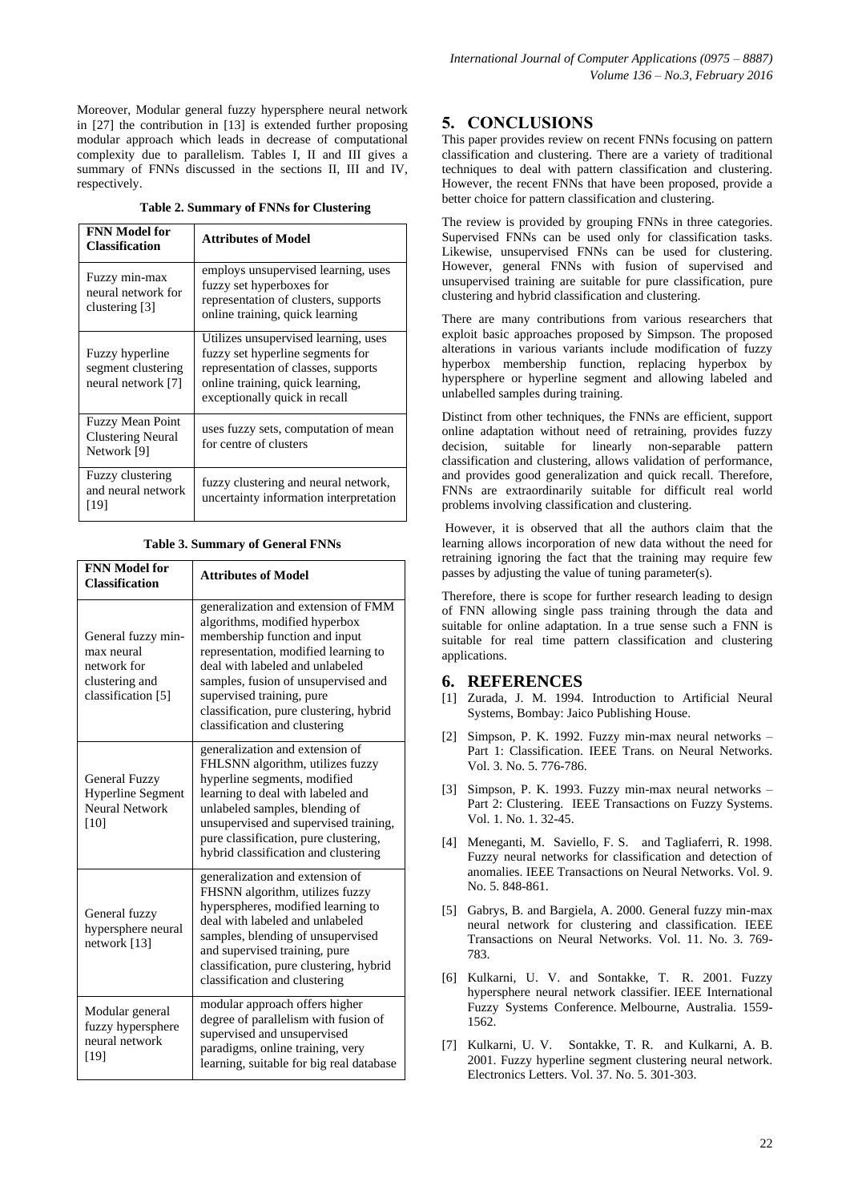Moreover, Modular general fuzzy hypersphere neural network in [27] the contribution in [13] is extended further proposing modular approach which leads in decrease of computational complexity due to parallelism. Tables I, II and III gives a summary of FNNs discussed in the sections II, III and IV, respectively.

**Table 2. Summary of FNNs for Clustering**

| FNN Model for Classification | Attributes of Model |
|---|---|
| Fuzzy min-max neural network for clustering [3] | employs unsupervised learning, uses fuzzy set hyperboxes for representation of clusters, supports online training, quick learning |
| Fuzzy hyperline segment clustering neural network [7] | Utilizes unsupervised learning, uses fuzzy set hyperline segments for representation of classes, supports online training, quick learning, exceptionally quick in recall |
| Fuzzy Mean Point Clustering Neural Network [9] | uses fuzzy sets, computation of mean for centre of clusters |
| Fuzzy clustering and neural network [19] | fuzzy clustering and neural network, uncertainty information interpretation |

**Table 3. Summary of General FNNs**

| FNN Model for Classification | Attributes of Model |
|---|---|
| General fuzzy min-max neural network for clustering and classification [5] | generalization and extension of FMM algorithms, modified hyperbox membership function and input representation, modified learning to deal with labeled and unlabeled samples, fusion of unsupervised and supervised training, pure classification, pure clustering, hybrid classification and clustering |
| General Fuzzy Hyperline Segment Neural Network [10] | generalization and extension of FHLSNN algorithm, utilizes fuzzy hyperline segments, modified learning to deal with labeled and unlabeled samples, blending of unsupervised and supervised training, pure classification, pure clustering, hybrid classification and clustering |
| General fuzzy hypersphere neural network [13] | generalization and extension of FHSNN algorithm, utilizes fuzzy hyperspheres, modified learning to deal with labeled and unlabeled samples, blending of unsupervised and supervised training, pure classification, pure clustering, hybrid classification and clustering |
| Modular general fuzzy hypersphere neural network [19] | modular approach offers higher degree of parallelism with fusion of supervised and unsupervised paradigms, online training, very learning, suitable for big real database |

## 5. CONCLUSIONS

This paper provides review on recent FNNs focusing on pattern classification and clustering. There are a variety of traditional techniques to deal with pattern classification and clustering. However, the recent FNNs that have been proposed, provide a better choice for pattern classification and clustering.

The review is provided by grouping FNNs in three categories. Supervised FNNs can be used only for classification tasks. Likewise, unsupervised FNNs can be used for clustering. However, general FNNs with fusion of supervised and unsupervised training are suitable for pure classification, pure clustering and hybrid classification and clustering.

There are many contributions from various researchers that exploit basic approaches proposed by Simpson. The proposed alterations in various variants include modification of fuzzy hyperbox membership function, replacing hyperbox by hypersphere or hyperline segment and allowing labeled and unlabelled samples during training.

Distinct from other techniques, the FNNs are efficient, support online adaptation without need of retraining, provides fuzzy decision, suitable for linearly non-separable pattern classification and clustering, allows validation of performance, and provides good generalization and quick recall. Therefore, FNNs are extraordinarily suitable for difficult real world problems involving classification and clustering.

However, it is observed that all the authors claim that the learning allows incorporation of new data without the need for retraining ignoring the fact that the training may require few passes by adjusting the value of tuning parameter(s).

Therefore, there is scope for further research leading to design of FNN allowing single pass training through the data and suitable for online adaptation. In a true sense such a FNN is suitable for real time pattern classification and clustering applications.

## 6. REFERENCES

[1] Zurada, J. M. 1994. Introduction to Artificial Neural Systems, Bombay: Jaico Publishing House.

[2] Simpson, P. K. 1992. Fuzzy min-max neural networks – Part 1: Classification. IEEE Trans. on Neural Networks. Vol. 3. No. 5. 776-786.

[3] Simpson, P. K. 1993. Fuzzy min-max neural networks – Part 2: Clustering. IEEE Transactions on Fuzzy Systems. Vol. 1. No. 1. 32-45.

[4] Meneganti, M. Saviello, F. S. and Tagliaferri, R. 1998. Fuzzy neural networks for classification and detection of anomalies. IEEE Transactions on Neural Networks. Vol. 9. No. 5. 848-861.

[5] Gabrys, B. and Bargiela, A. 2000. General fuzzy min-max neural network for clustering and classification. IEEE Transactions on Neural Networks. Vol. 11. No. 3. 769-783.

[6] Kulkarni, U. V. and Sontakke, T. R. 2001. Fuzzy hypersphere neural network classifier. IEEE International Fuzzy Systems Conference. Melbourne, Australia. 1559-1562.

[7] Kulkarni, U. V. Sontakke, T. R. and Kulkarni, A. B. 2001. Fuzzy hyperline segment clustering neural network. Electronics Letters. Vol. 37. No. 5. 301-303.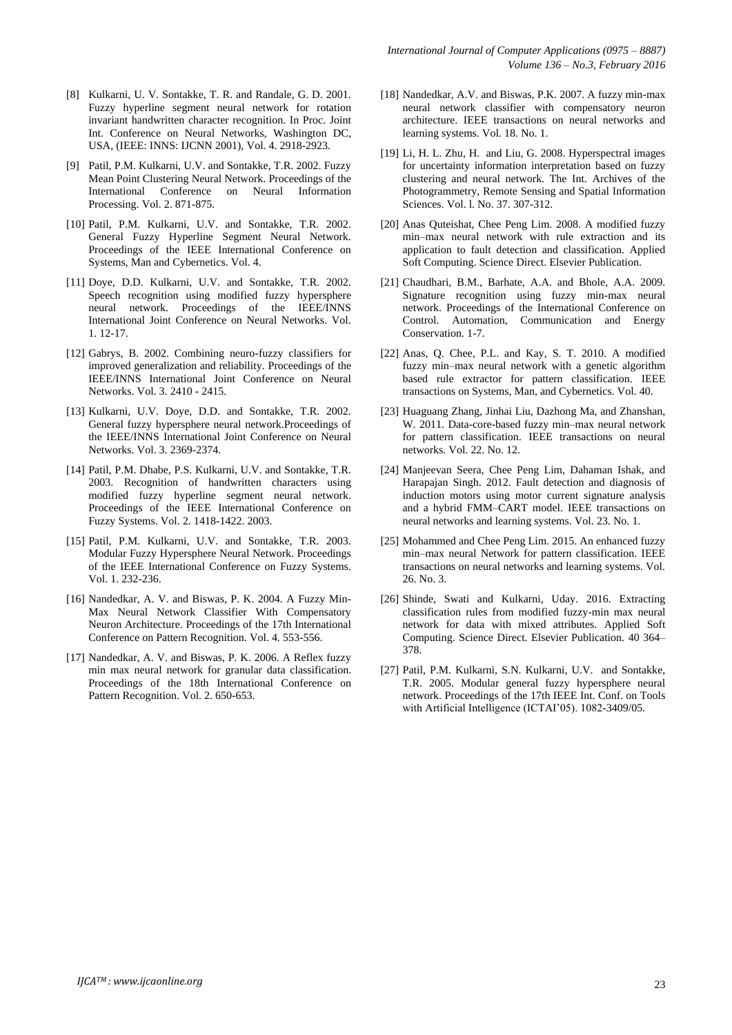[8] Kulkarni, U. V. Sontakke, T. R. and Randale, G. D. 2001. Fuzzy hyperline segment neural network for rotation invariant handwritten character recognition. In Proc. Joint Int. Conference on Neural Networks, Washington DC, USA, (IEEE: INNS: IJCNN 2001), Vol. 4. 2918-2923.

[9] Patil, P.M. Kulkarni, U.V. and Sontakke, T.R. 2002. Fuzzy Mean Point Clustering Neural Network. Proceedings of the International Conference on Neural Information Processing. Vol. 2. 871-875.

[10] Patil, P.M. Kulkarni, U.V. and Sontakke, T.R. 2002. General Fuzzy Hyperline Segment Neural Network. Proceedings of the IEEE International Conference on Systems, Man and Cybernetics. Vol. 4.

[11] Doye, D.D. Kulkarni, U.V. and Sontakke, T.R. 2002. Speech recognition using modified fuzzy hypersphere neural network. Proceedings of the IEEE/INNS International Joint Conference on Neural Networks. Vol. 1. 12-17.

[12] Gabrys, B. 2002. Combining neuro-fuzzy classifiers for improved generalization and reliability. Proceedings of the IEEE/INNS International Joint Conference on Neural Networks. Vol. 3. 2410 - 2415.

[13] Kulkarni, U.V. Doye, D.D. and Sontakke, T.R. 2002. General fuzzy hypersphere neural network.Proceedings of the IEEE/INNS International Joint Conference on Neural Networks. Vol. 3. 2369-2374.

[14] Patil, P.M. Dhabe, P.S. Kulkarni, U.V. and Sontakke, T.R. 2003. Recognition of handwritten characters using modified fuzzy hyperline segment neural network. Proceedings of the IEEE International Conference on Fuzzy Systems. Vol. 2. 1418-1422. 2003.

[15] Patil, P.M. Kulkarni, U.V. and Sontakke, T.R. 2003. Modular Fuzzy Hypersphere Neural Network. Proceedings of the IEEE International Conference on Fuzzy Systems. Vol. 1. 232-236.

[16] Nandedkar, A. V. and Biswas, P. K. 2004. A Fuzzy Min-Max Neural Network Classifier With Compensatory Neuron Architecture. Proceedings of the 17th International Conference on Pattern Recognition. Vol. 4. 553-556.

[17] Nandedkar, A. V. and Biswas, P. K. 2006. A Reflex fuzzy min max neural network for granular data classification. Proceedings of the 18th International Conference on Pattern Recognition. Vol. 2. 650-653.

[18] Nandedkar, A.V. and Biswas, P.K. 2007. A fuzzy min-max neural network classifier with compensatory neuron architecture. IEEE transactions on neural networks and learning systems. Vol. 18. No. 1.

[19] Li, H. L. Zhu, H. and Liu, G. 2008. Hyperspectral images for uncertainty information interpretation based on fuzzy clustering and neural network. The Int. Archives of the Photogrammetry, Remote Sensing and Spatial Information Sciences. Vol. l. No. 37. 307-312.

[20] Anas Quteishat, Chee Peng Lim. 2008. A modified fuzzy min–max neural network with rule extraction and its application to fault detection and classification. Applied Soft Computing. Science Direct. Elsevier Publication.

[21] Chaudhari, B.M., Barhate, A.A. and Bhole, A.A. 2009. Signature recognition using fuzzy min-max neural network. Proceedings of the International Conference on Control. Automation, Communication and Energy Conservation. 1-7.

[22] Anas, Q. Chee, P.L. and Kay, S. T. 2010. A modified fuzzy min–max neural network with a genetic algorithm based rule extractor for pattern classification. IEEE transactions on Systems, Man, and Cybernetics. Vol. 40.

[23] Huaguang Zhang, Jinhai Liu, Dazhong Ma, and Zhanshan, W. 2011. Data-core-based fuzzy min–max neural network for pattern classification. IEEE transactions on neural networks. Vol. 22. No. 12.

[24] Manjeevan Seera, Chee Peng Lim, Dahaman Ishak, and Harapajan Singh. 2012. Fault detection and diagnosis of induction motors using motor current signature analysis and a hybrid FMM–CART model. IEEE transactions on neural networks and learning systems. Vol. 23. No. 1.

[25] Mohammed and Chee Peng Lim. 2015. An enhanced fuzzy min–max neural Network for pattern classification. IEEE transactions on neural networks and learning systems. Vol. 26. No. 3.

[26] Shinde, Swati and Kulkarni, Uday. 2016. Extracting classification rules from modified fuzzy-min max neural network for data with mixed attributes. Applied Soft Computing. Science Direct. Elsevier Publication. 40 364–378.

[27] Patil, P.M. Kulkarni, S.N. Kulkarni, U.V. and Sontakke, T.R. 2005. Modular general fuzzy hypersphere neural network. Proceedings of the 17th IEEE Int. Conf. on Tools with Artificial Intelligence (ICTAI'05). 1082-3409/05.